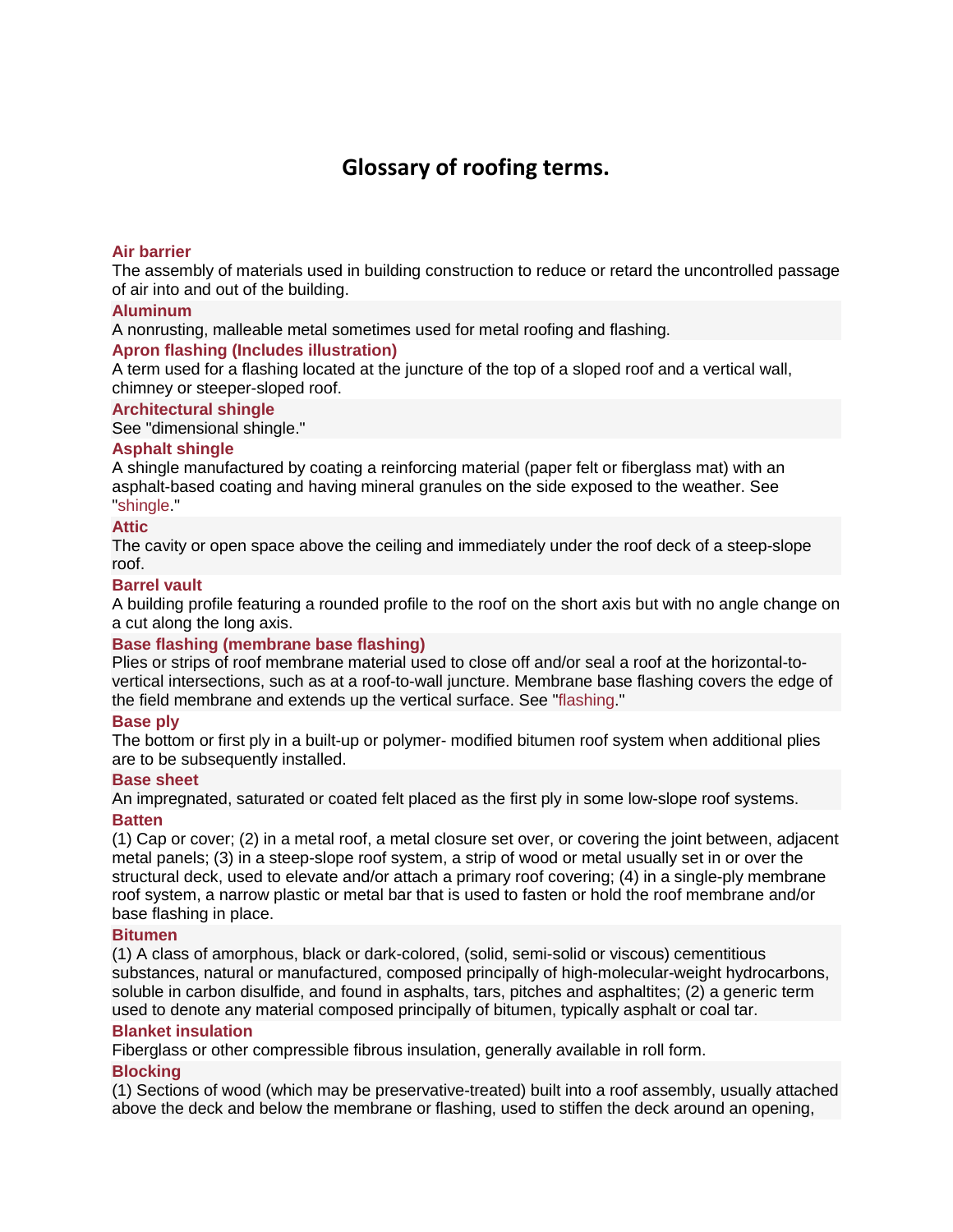# Glossary of roofing terms.

**Air barrier**
The assembly of materials used in building construction to reduce or retard the uncontrolled passage of air into and out of the building.

**Aluminum**
A nonrusting, malleable metal sometimes used for metal roofing and flashing.

**Apron flashing (Includes illustration)**
A term used for a flashing located at the juncture of the top of a sloped roof and a vertical wall, chimney or steeper-sloped roof.

**Architectural shingle**
See "dimensional shingle."

**Asphalt shingle**
A shingle manufactured by coating a reinforcing material (paper felt or fiberglass mat) with an asphalt-based coating and having mineral granules on the side exposed to the weather. See "shingle."

**Attic**
The cavity or open space above the ceiling and immediately under the roof deck of a steep-slope roof.

**Barrel vault**
A building profile featuring a rounded profile to the roof on the short axis but with no angle change on a cut along the long axis.

**Base flashing (membrane base flashing)**
Plies or strips of roof membrane material used to close off and/or seal a roof at the horizontal-to-vertical intersections, such as at a roof-to-wall juncture. Membrane base flashing covers the edge of the field membrane and extends up the vertical surface. See "flashing."

**Base ply**
The bottom or first ply in a built-up or polymer- modified bitumen roof system when additional plies are to be subsequently installed.

**Base sheet**
An impregnated, saturated or coated felt placed as the first ply in some low-slope roof systems.

**Batten**
(1) Cap or cover; (2) in a metal roof, a metal closure set over, or covering the joint between, adjacent metal panels; (3) in a steep-slope roof system, a strip of wood or metal usually set in or over the structural deck, used to elevate and/or attach a primary roof covering; (4) in a single-ply membrane roof system, a narrow plastic or metal bar that is used to fasten or hold the roof membrane and/or base flashing in place.

**Bitumen**
(1) A class of amorphous, black or dark-colored, (solid, semi-solid or viscous) cementitious substances, natural or manufactured, composed principally of high-molecular-weight hydrocarbons, soluble in carbon disulfide, and found in asphalts, tars, pitches and asphaltites; (2) a generic term used to denote any material composed principally of bitumen, typically asphalt or coal tar.

**Blanket insulation**
Fiberglass or other compressible fibrous insulation, generally available in roll form.

**Blocking**
(1) Sections of wood (which may be preservative-treated) built into a roof assembly, usually attached above the deck and below the membrane or flashing, used to stiffen the deck around an opening,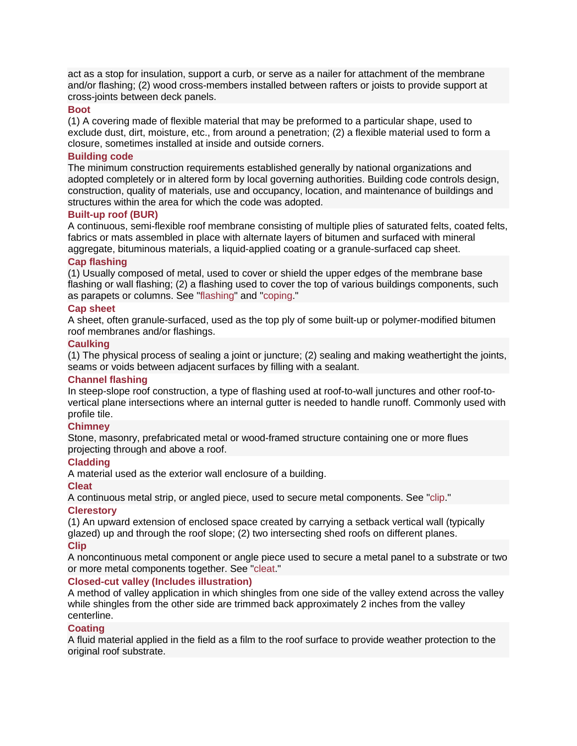act as a stop for insulation, support a curb, or serve as a nailer for attachment of the membrane and/or flashing; (2) wood cross-members installed between rafters or joists to provide support at cross-joints between deck panels.

### Boot

(1) A covering made of flexible material that may be preformed to a particular shape, used to exclude dust, dirt, moisture, etc., from around a penetration; (2) a flexible material used to form a closure, sometimes installed at inside and outside corners.

### Building code

The minimum construction requirements established generally by national organizations and adopted completely or in altered form by local governing authorities. Building code controls design, construction, quality of materials, use and occupancy, location, and maintenance of buildings and structures within the area for which the code was adopted.

### Built-up roof (BUR)

A continuous, semi-flexible roof membrane consisting of multiple plies of saturated felts, coated felts, fabrics or mats assembled in place with alternate layers of bitumen and surfaced with mineral aggregate, bituminous materials, a liquid-applied coating or a granule-surfaced cap sheet.

### Cap flashing

(1) Usually composed of metal, used to cover or shield the upper edges of the membrane base flashing or wall flashing; (2) a flashing used to cover the top of various buildings components, such as parapets or columns. See "flashing" and "coping."

### Cap sheet

A sheet, often granule-surfaced, used as the top ply of some built-up or polymer-modified bitumen roof membranes and/or flashings.

### Caulking

(1) The physical process of sealing a joint or juncture; (2) sealing and making weathertight the joints, seams or voids between adjacent surfaces by filling with a sealant.

### Channel flashing

In steep-slope roof construction, a type of flashing used at roof-to-wall junctures and other roof-to-vertical plane intersections where an internal gutter is needed to handle runoff. Commonly used with profile tile.

### Chimney

Stone, masonry, prefabricated metal or wood-framed structure containing one or more flues projecting through and above a roof.

### Cladding

A material used as the exterior wall enclosure of a building.

### Cleat

A continuous metal strip, or angled piece, used to secure metal components. See "clip."

### Clerestory

(1) An upward extension of enclosed space created by carrying a setback vertical wall (typically glazed) up and through the roof slope; (2) two intersecting shed roofs on different planes.

### Clip

A noncontinuous metal component or angle piece used to secure a metal panel to a substrate or two or more metal components together. See "cleat."

### Closed-cut valley (Includes illustration)

A method of valley application in which shingles from one side of the valley extend across the valley while shingles from the other side are trimmed back approximately 2 inches from the valley centerline.

### Coating

A fluid material applied in the field as a film to the roof surface to provide weather protection to the original roof substrate.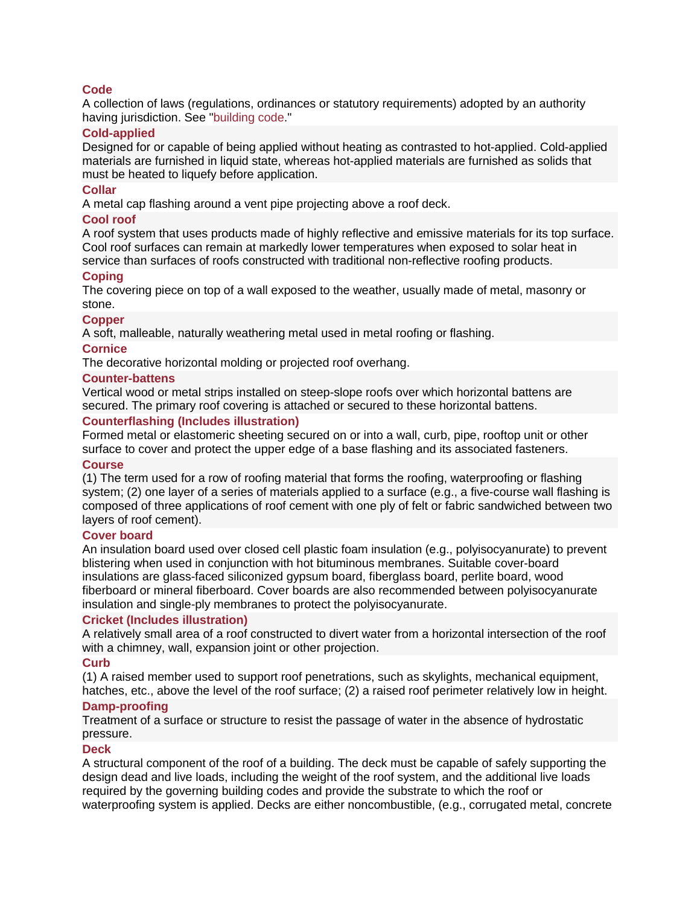**Code**
A collection of laws (regulations, ordinances or statutory requirements) adopted by an authority having jurisdiction. See "building code."

**Cold-applied**
Designed for or capable of being applied without heating as contrasted to hot-applied. Cold-applied materials are furnished in liquid state, whereas hot-applied materials are furnished as solids that must be heated to liquefy before application.

**Collar**
A metal cap flashing around a vent pipe projecting above a roof deck.

**Cool roof**
A roof system that uses products made of highly reflective and emissive materials for its top surface. Cool roof surfaces can remain at markedly lower temperatures when exposed to solar heat in service than surfaces of roofs constructed with traditional non-reflective roofing products.

**Coping**
The covering piece on top of a wall exposed to the weather, usually made of metal, masonry or stone.

**Copper**
A soft, malleable, naturally weathering metal used in metal roofing or flashing.

**Cornice**
The decorative horizontal molding or projected roof overhang.

**Counter-battens**
Vertical wood or metal strips installed on steep-slope roofs over which horizontal battens are secured. The primary roof covering is attached or secured to these horizontal battens.

**Counterflashing (Includes illustration)**
Formed metal or elastomeric sheeting secured on or into a wall, curb, pipe, rooftop unit or other surface to cover and protect the upper edge of a base flashing and its associated fasteners.

**Course**
(1) The term used for a row of roofing material that forms the roofing, waterproofing or flashing system; (2) one layer of a series of materials applied to a surface (e.g., a five-course wall flashing is composed of three applications of roof cement with one ply of felt or fabric sandwiched between two layers of roof cement).

**Cover board**
An insulation board used over closed cell plastic foam insulation (e.g., polyisocyanurate) to prevent blistering when used in conjunction with hot bituminous membranes. Suitable cover-board insulations are glass-faced siliconized gypsum board, fiberglass board, perlite board, wood fiberboard or mineral fiberboard. Cover boards are also recommended between polyisocyanurate insulation and single-ply membranes to protect the polyisocyanurate.

**Cricket (Includes illustration)**
A relatively small area of a roof constructed to divert water from a horizontal intersection of the roof with a chimney, wall, expansion joint or other projection.

**Curb**
(1) A raised member used to support roof penetrations, such as skylights, mechanical equipment, hatches, etc., above the level of the roof surface; (2) a raised roof perimeter relatively low in height.

**Damp-proofing**
Treatment of a surface or structure to resist the passage of water in the absence of hydrostatic pressure.

**Deck**
A structural component of the roof of a building. The deck must be capable of safely supporting the design dead and live loads, including the weight of the roof system, and the additional live loads required by the governing building codes and provide the substrate to which the roof or waterproofing system is applied. Decks are either noncombustible, (e.g., corrugated metal, concrete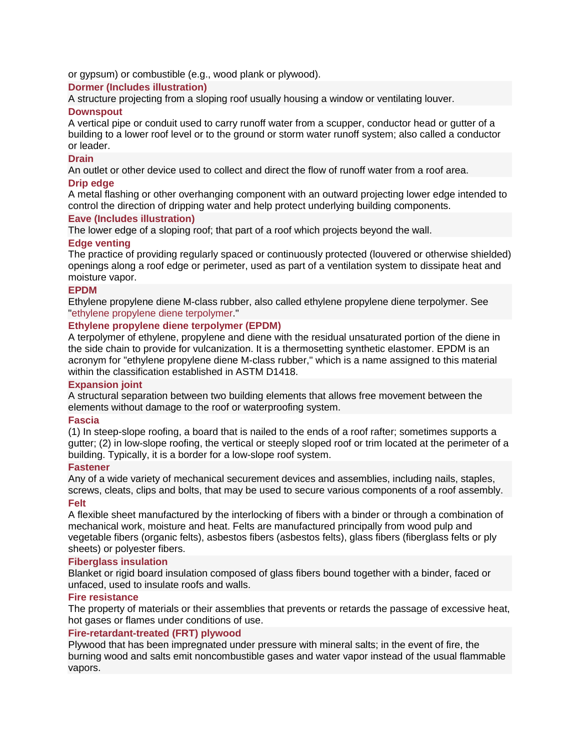or gypsum) or combustible (e.g., wood plank or plywood).

### Dormer (Includes illustration)

A structure projecting from a sloping roof usually housing a window or ventilating louver.

### Downspout

A vertical pipe or conduit used to carry runoff water from a scupper, conductor head or gutter of a building to a lower roof level or to the ground or storm water runoff system; also called a conductor or leader.

### Drain

An outlet or other device used to collect and direct the flow of runoff water from a roof area.

### Drip edge

A metal flashing or other overhanging component with an outward projecting lower edge intended to control the direction of dripping water and help protect underlying building components.

### Eave (Includes illustration)

The lower edge of a sloping roof; that part of a roof which projects beyond the wall.

### Edge venting

The practice of providing regularly spaced or continuously protected (louvered or otherwise shielded) openings along a roof edge or perimeter, used as part of a ventilation system to dissipate heat and moisture vapor.

### EPDM

Ethylene propylene diene M-class rubber, also called ethylene propylene diene terpolymer. See "ethylene propylene diene terpolymer."

### Ethylene propylene diene terpolymer (EPDM)

A terpolymer of ethylene, propylene and diene with the residual unsaturated portion of the diene in the side chain to provide for vulcanization. It is a thermosetting synthetic elastomer. EPDM is an acronym for "ethylene propylene diene M-class rubber," which is a name assigned to this material within the classification established in ASTM D1418.

### Expansion joint

A structural separation between two building elements that allows free movement between the elements without damage to the roof or waterproofing system.

### Fascia

(1) In steep-slope roofing, a board that is nailed to the ends of a roof rafter; sometimes supports a gutter; (2) in low-slope roofing, the vertical or steeply sloped roof or trim located at the perimeter of a building. Typically, it is a border for a low-slope roof system.

### Fastener

Any of a wide variety of mechanical securement devices and assemblies, including nails, staples, screws, cleats, clips and bolts, that may be used to secure various components of a roof assembly.

### Felt

A flexible sheet manufactured by the interlocking of fibers with a binder or through a combination of mechanical work, moisture and heat. Felts are manufactured principally from wood pulp and vegetable fibers (organic felts), asbestos fibers (asbestos felts), glass fibers (fiberglass felts or ply sheets) or polyester fibers.

### Fiberglass insulation

Blanket or rigid board insulation composed of glass fibers bound together with a binder, faced or unfaced, used to insulate roofs and walls.

### Fire resistance

The property of materials or their assemblies that prevents or retards the passage of excessive heat, hot gases or flames under conditions of use.

### Fire-retardant-treated (FRT) plywood

Plywood that has been impregnated under pressure with mineral salts; in the event of fire, the burning wood and salts emit noncombustible gases and water vapor instead of the usual flammable vapors.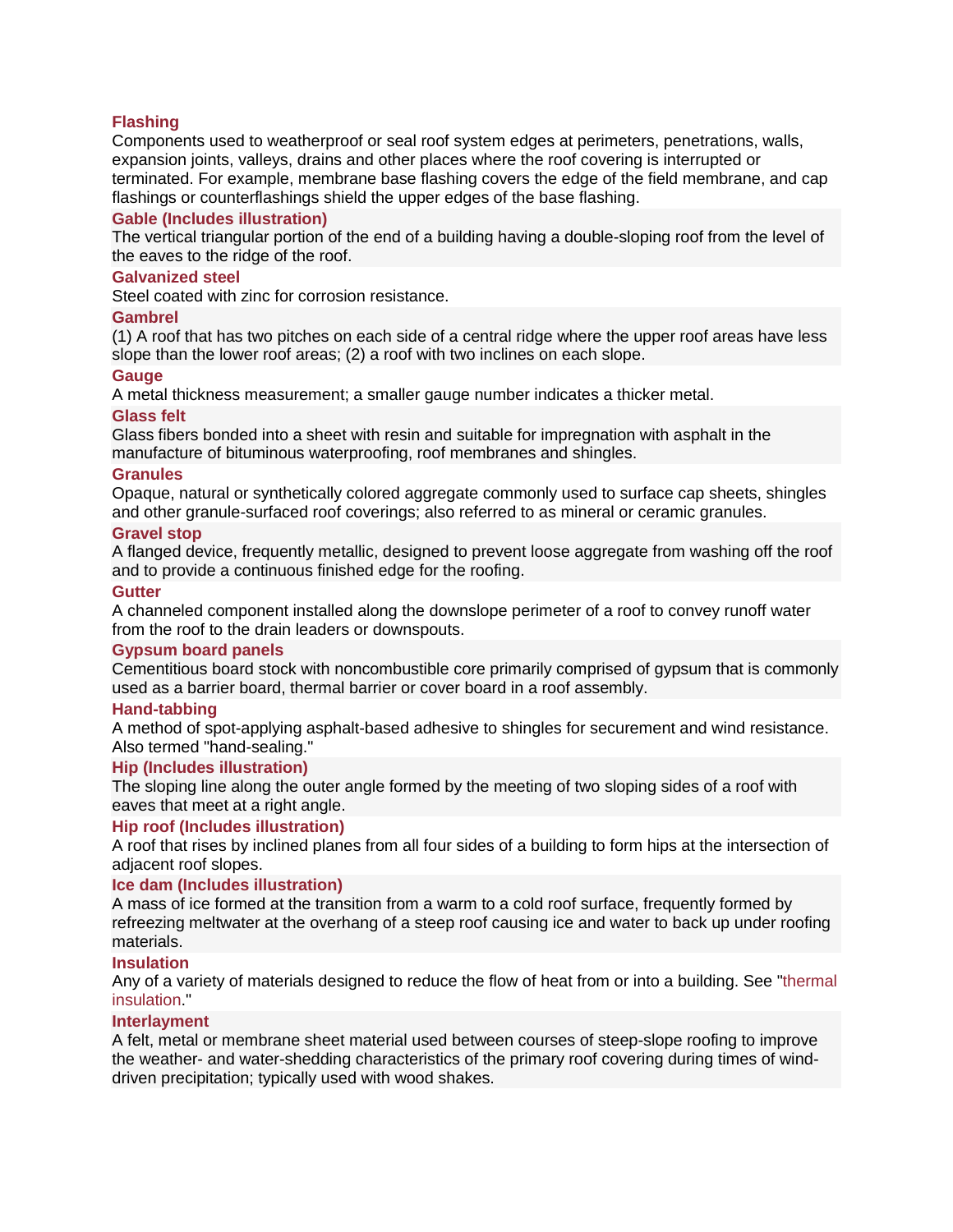**Flashing**

Components used to weatherproof or seal roof system edges at perimeters, penetrations, walls, expansion joints, valleys, drains and other places where the roof covering is interrupted or terminated. For example, membrane base flashing covers the edge of the field membrane, and cap flashings or counterflashings shield the upper edges of the base flashing.

**Gable (Includes illustration)**

The vertical triangular portion of the end of a building having a double-sloping roof from the level of the eaves to the ridge of the roof.

**Galvanized steel**

Steel coated with zinc for corrosion resistance.

**Gambrel**

(1) A roof that has two pitches on each side of a central ridge where the upper roof areas have less slope than the lower roof areas; (2) a roof with two inclines on each slope.

**Gauge**

A metal thickness measurement; a smaller gauge number indicates a thicker metal.

**Glass felt**

Glass fibers bonded into a sheet with resin and suitable for impregnation with asphalt in the manufacture of bituminous waterproofing, roof membranes and shingles.

**Granules**

Opaque, natural or synthetically colored aggregate commonly used to surface cap sheets, shingles and other granule-surfaced roof coverings; also referred to as mineral or ceramic granules.

**Gravel stop**

A flanged device, frequently metallic, designed to prevent loose aggregate from washing off the roof and to provide a continuous finished edge for the roofing.

**Gutter**

A channeled component installed along the downslope perimeter of a roof to convey runoff water from the roof to the drain leaders or downspouts.

**Gypsum board panels**

Cementitious board stock with noncombustible core primarily comprised of gypsum that is commonly used as a barrier board, thermal barrier or cover board in a roof assembly.

**Hand-tabbing**

A method of spot-applying asphalt-based adhesive to shingles for securement and wind resistance. Also termed "hand-sealing."

**Hip (Includes illustration)**

The sloping line along the outer angle formed by the meeting of two sloping sides of a roof with eaves that meet at a right angle.

**Hip roof (Includes illustration)**

A roof that rises by inclined planes from all four sides of a building to form hips at the intersection of adjacent roof slopes.

**Ice dam (Includes illustration)**

A mass of ice formed at the transition from a warm to a cold roof surface, frequently formed by refreezing meltwater at the overhang of a steep roof causing ice and water to back up under roofing materials.

**Insulation**

Any of a variety of materials designed to reduce the flow of heat from or into a building. See "thermal insulation."

**Interlayment**

A felt, metal or membrane sheet material used between courses of steep-slope roofing to improve the weather- and water-shedding characteristics of the primary roof covering during times of wind-driven precipitation; typically used with wood shakes.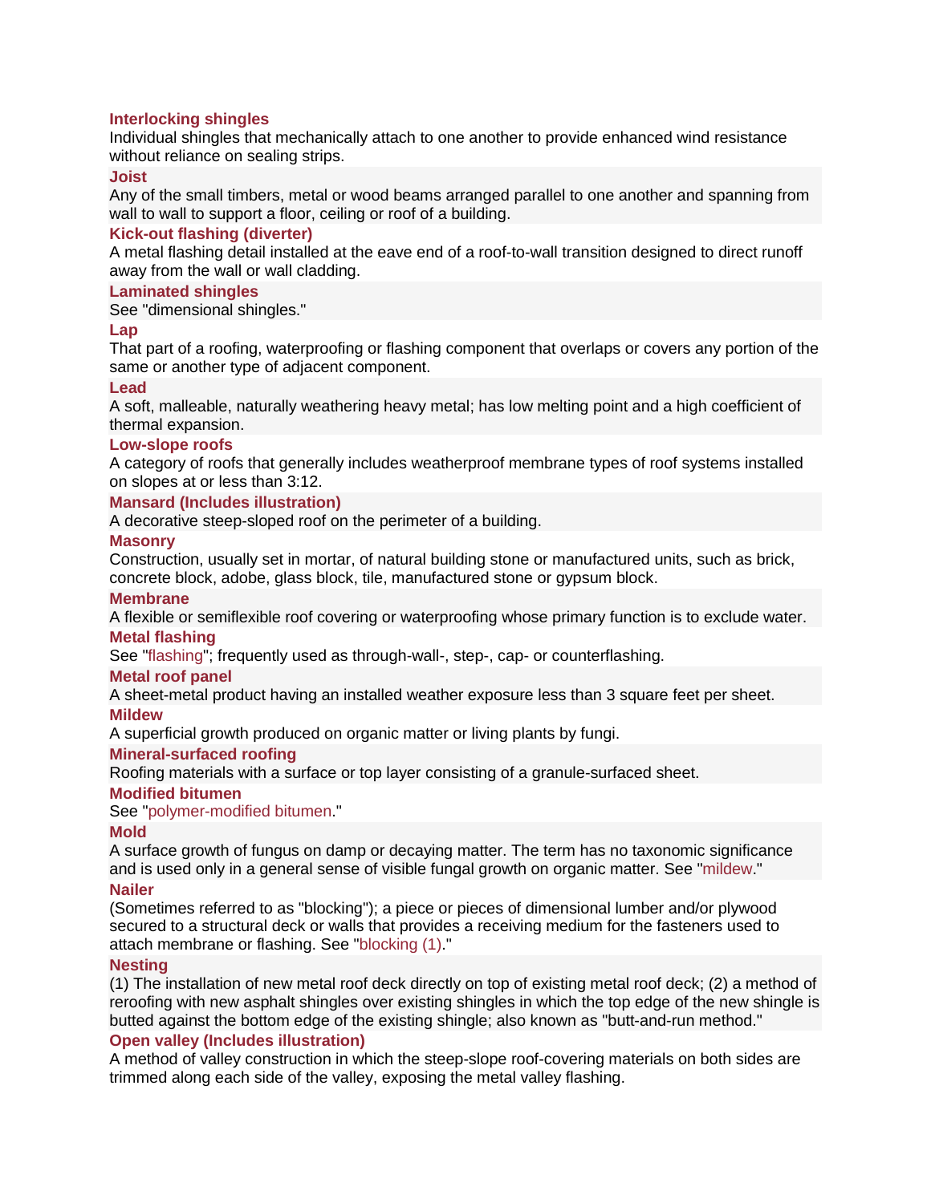**Interlocking shingles**
Individual shingles that mechanically attach to one another to provide enhanced wind resistance without reliance on sealing strips.

**Joist**
Any of the small timbers, metal or wood beams arranged parallel to one another and spanning from wall to wall to support a floor, ceiling or roof of a building.

**Kick-out flashing (diverter)**
A metal flashing detail installed at the eave end of a roof-to-wall transition designed to direct runoff away from the wall or wall cladding.

**Laminated shingles**
See "dimensional shingles."

**Lap**
That part of a roofing, waterproofing or flashing component that overlaps or covers any portion of the same or another type of adjacent component.

**Lead**
A soft, malleable, naturally weathering heavy metal; has low melting point and a high coefficient of thermal expansion.

**Low-slope roofs**
A category of roofs that generally includes weatherproof membrane types of roof systems installed on slopes at or less than 3:12.

**Mansard (Includes illustration)**
A decorative steep-sloped roof on the perimeter of a building.

**Masonry**
Construction, usually set in mortar, of natural building stone or manufactured units, such as brick, concrete block, adobe, glass block, tile, manufactured stone or gypsum block.

**Membrane**
A flexible or semiflexible roof covering or waterproofing whose primary function is to exclude water.

**Metal flashing**
See "flashing"; frequently used as through-wall-, step-, cap- or counterflashing.

**Metal roof panel**
A sheet-metal product having an installed weather exposure less than 3 square feet per sheet.

**Mildew**
A superficial growth produced on organic matter or living plants by fungi.

**Mineral-surfaced roofing**
Roofing materials with a surface or top layer consisting of a granule-surfaced sheet.

**Modified bitumen**
See "polymer-modified bitumen."

**Mold**
A surface growth of fungus on damp or decaying matter. The term has no taxonomic significance and is used only in a general sense of visible fungal growth on organic matter. See "mildew."

**Nailer**
(Sometimes referred to as "blocking"); a piece or pieces of dimensional lumber and/or plywood secured to a structural deck or walls that provides a receiving medium for the fasteners used to attach membrane or flashing. See "blocking (1)."

**Nesting**
(1) The installation of new metal roof deck directly on top of existing metal roof deck; (2) a method of reroofing with new asphalt shingles over existing shingles in which the top edge of the new shingle is butted against the bottom edge of the existing shingle; also known as "butt-and-run method."

**Open valley (Includes illustration)**
A method of valley construction in which the steep-slope roof-covering materials on both sides are trimmed along each side of the valley, exposing the metal valley flashing.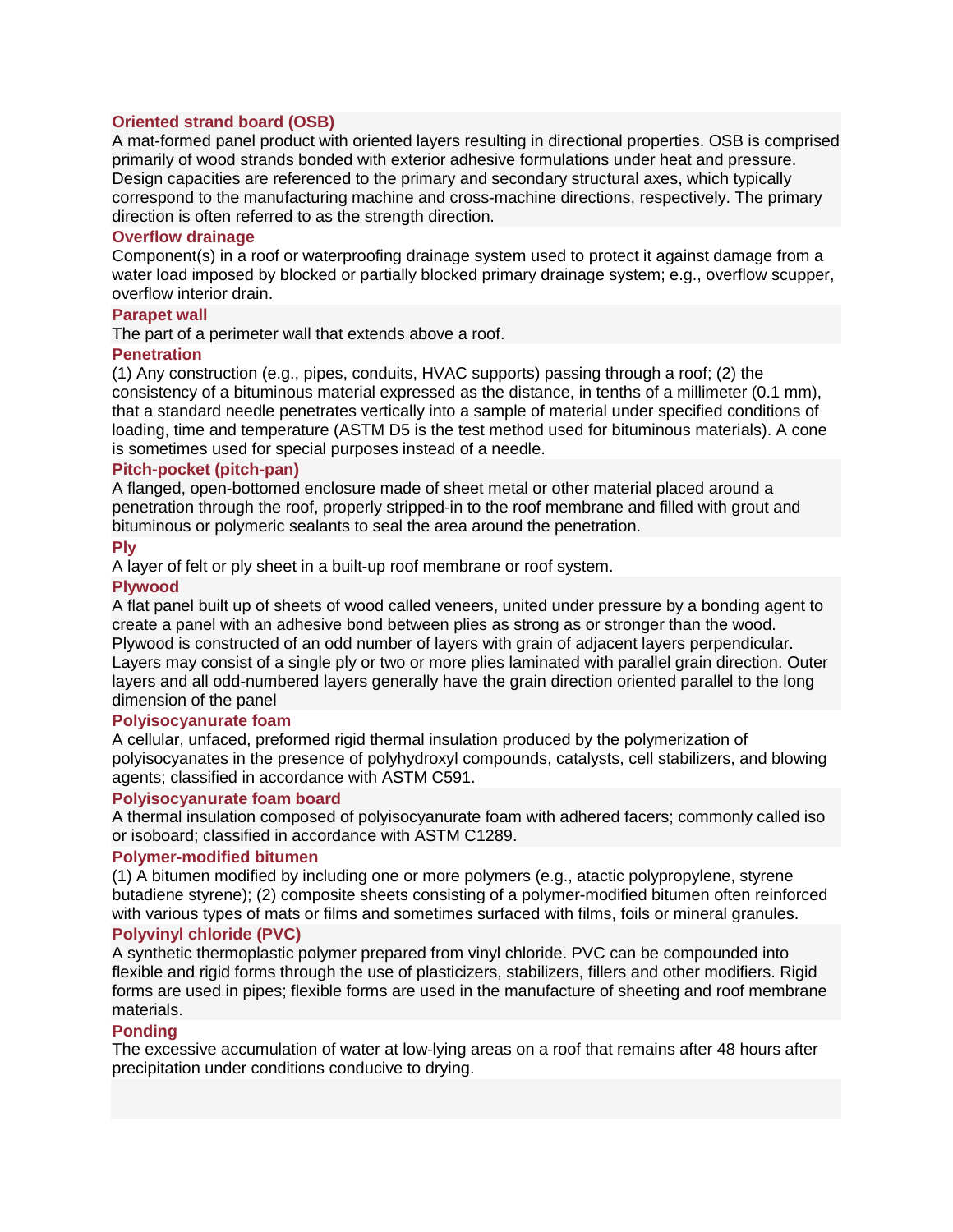### Oriented strand board (OSB)

A mat-formed panel product with oriented layers resulting in directional properties. OSB is comprised primarily of wood strands bonded with exterior adhesive formulations under heat and pressure. Design capacities are referenced to the primary and secondary structural axes, which typically correspond to the manufacturing machine and cross-machine directions, respectively. The primary direction is often referred to as the strength direction.

### Overflow drainage

Component(s) in a roof or waterproofing drainage system used to protect it against damage from a water load imposed by blocked or partially blocked primary drainage system; e.g., overflow scupper, overflow interior drain.

### Parapet wall

The part of a perimeter wall that extends above a roof.

### Penetration

(1) Any construction (e.g., pipes, conduits, HVAC supports) passing through a roof; (2) the consistency of a bituminous material expressed as the distance, in tenths of a millimeter (0.1 mm), that a standard needle penetrates vertically into a sample of material under specified conditions of loading, time and temperature (ASTM D5 is the test method used for bituminous materials). A cone is sometimes used for special purposes instead of a needle.

### Pitch-pocket (pitch-pan)

A flanged, open-bottomed enclosure made of sheet metal or other material placed around a penetration through the roof, properly stripped-in to the roof membrane and filled with grout and bituminous or polymeric sealants to seal the area around the penetration.

### Ply

A layer of felt or ply sheet in a built-up roof membrane or roof system.

### Plywood

A flat panel built up of sheets of wood called veneers, united under pressure by a bonding agent to create a panel with an adhesive bond between plies as strong as or stronger than the wood. Plywood is constructed of an odd number of layers with grain of adjacent layers perpendicular. Layers may consist of a single ply or two or more plies laminated with parallel grain direction. Outer layers and all odd-numbered layers generally have the grain direction oriented parallel to the long dimension of the panel

### Polyisocyanurate foam

A cellular, unfaced, preformed rigid thermal insulation produced by the polymerization of polyisocyanates in the presence of polyhydroxyl compounds, catalysts, cell stabilizers, and blowing agents; classified in accordance with ASTM C591.

### Polyisocyanurate foam board

A thermal insulation composed of polyisocyanurate foam with adhered facers; commonly called iso or isoboard; classified in accordance with ASTM C1289.

### Polymer-modified bitumen

(1) A bitumen modified by including one or more polymers (e.g., atactic polypropylene, styrene butadiene styrene); (2) composite sheets consisting of a polymer-modified bitumen often reinforced with various types of mats or films and sometimes surfaced with films, foils or mineral granules.

### Polyvinyl chloride (PVC)

A synthetic thermoplastic polymer prepared from vinyl chloride. PVC can be compounded into flexible and rigid forms through the use of plasticizers, stabilizers, fillers and other modifiers. Rigid forms are used in pipes; flexible forms are used in the manufacture of sheeting and roof membrane materials.

### Ponding

The excessive accumulation of water at low-lying areas on a roof that remains after 48 hours after precipitation under conditions conducive to drying.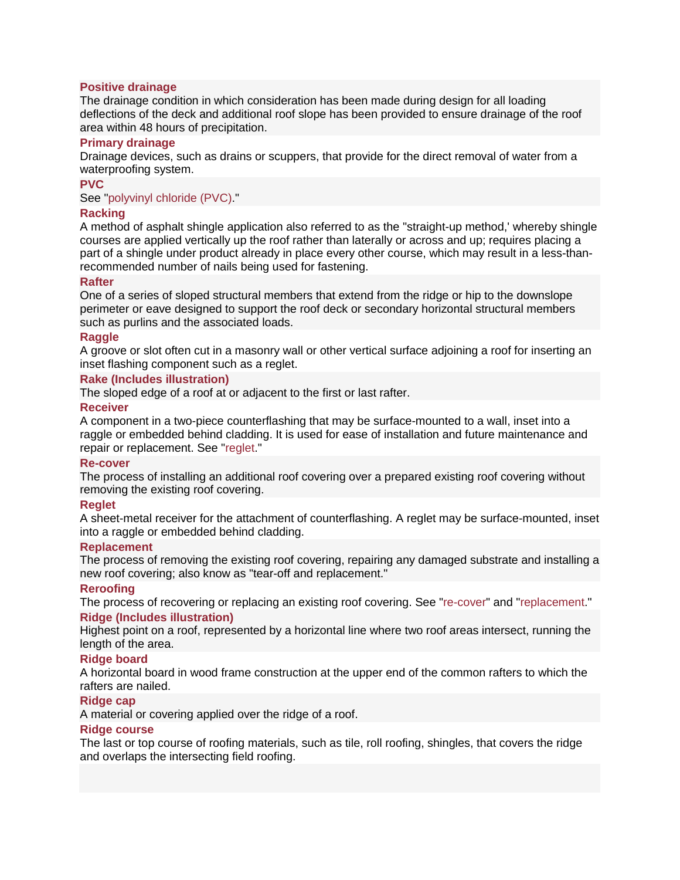### Positive drainage

The drainage condition in which consideration has been made during design for all loading deflections of the deck and additional roof slope has been provided to ensure drainage of the roof area within 48 hours of precipitation.

### Primary drainage

Drainage devices, such as drains or scuppers, that provide for the direct removal of water from a waterproofing system.

### PVC

See "polyvinyl chloride (PVC)."

### Racking

A method of asphalt shingle application also referred to as the "straight-up method,' whereby shingle courses are applied vertically up the roof rather than laterally or across and up; requires placing a part of a shingle under product already in place every other course, which may result in a less-than-recommended number of nails being used for fastening.

### Rafter

One of a series of sloped structural members that extend from the ridge or hip to the downslope perimeter or eave designed to support the roof deck or secondary horizontal structural members such as purlins and the associated loads.

### Raggle

A groove or slot often cut in a masonry wall or other vertical surface adjoining a roof for inserting an inset flashing component such as a reglet.

### Rake (Includes illustration)

The sloped edge of a roof at or adjacent to the first or last rafter.

### Receiver

A component in a two-piece counterflashing that may be surface-mounted to a wall, inset into a raggle or embedded behind cladding. It is used for ease of installation and future maintenance and repair or replacement. See "reglet."

### Re-cover

The process of installing an additional roof covering over a prepared existing roof covering without removing the existing roof covering.

### Reglet

A sheet-metal receiver for the attachment of counterflashing. A reglet may be surface-mounted, inset into a raggle or embedded behind cladding.

### Replacement

The process of removing the existing roof covering, repairing any damaged substrate and installing a new roof covering; also know as "tear-off and replacement."

### Reroofing

The process of recovering or replacing an existing roof covering. See "re-cover" and "replacement."

### Ridge (Includes illustration)

Highest point on a roof, represented by a horizontal line where two roof areas intersect, running the length of the area.

### Ridge board

A horizontal board in wood frame construction at the upper end of the common rafters to which the rafters are nailed.

### Ridge cap

A material or covering applied over the ridge of a roof.

### Ridge course

The last or top course of roofing materials, such as tile, roll roofing, shingles, that covers the ridge and overlaps the intersecting field roofing.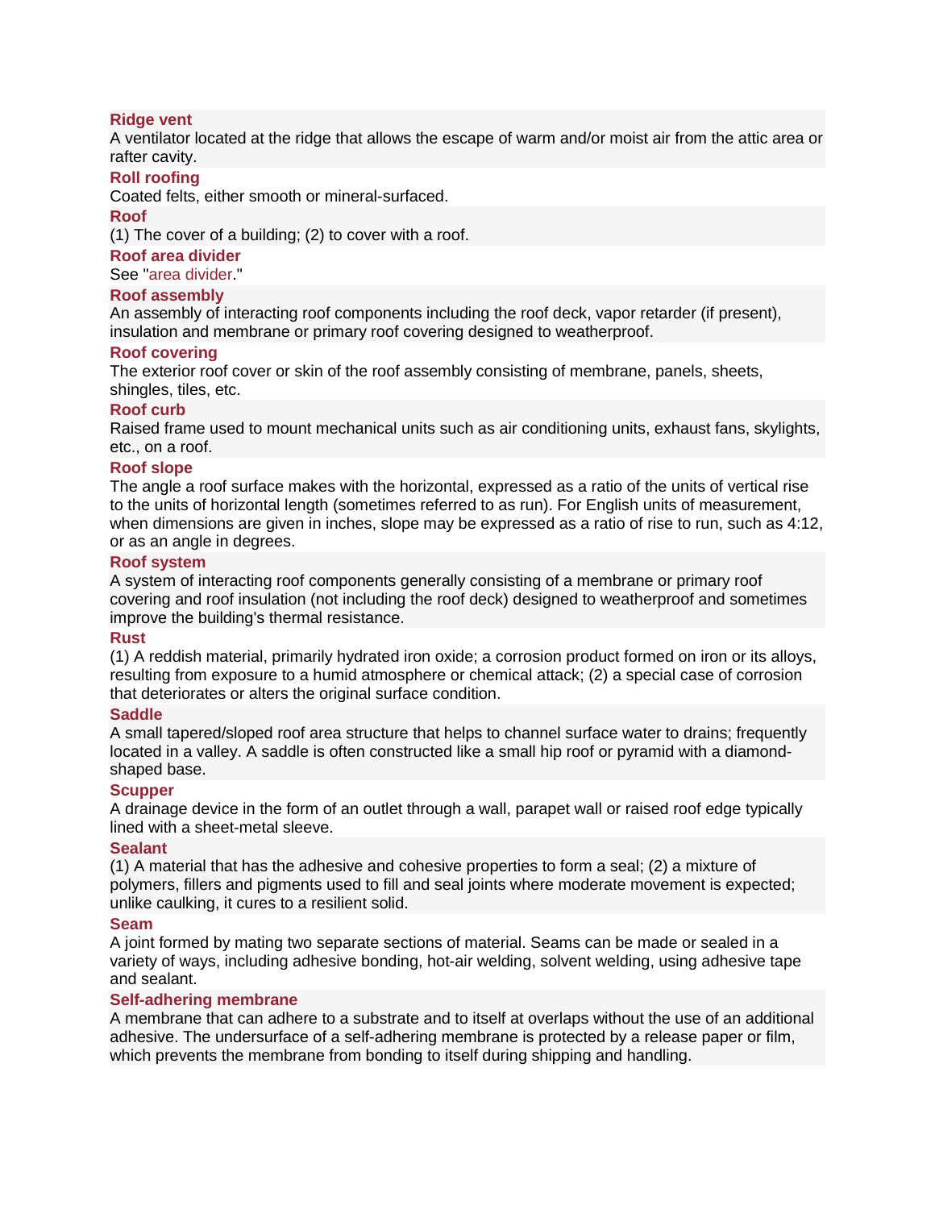**Ridge vent**
A ventilator located at the ridge that allows the escape of warm and/or moist air from the attic area or rafter cavity.

**Roll roofing**
Coated felts, either smooth or mineral-surfaced.

**Roof**
(1) The cover of a building; (2) to cover with a roof.

**Roof area divider**
See "area divider."

**Roof assembly**
An assembly of interacting roof components including the roof deck, vapor retarder (if present), insulation and membrane or primary roof covering designed to weatherproof.

**Roof covering**
The exterior roof cover or skin of the roof assembly consisting of membrane, panels, sheets, shingles, tiles, etc.

**Roof curb**
Raised frame used to mount mechanical units such as air conditioning units, exhaust fans, skylights, etc., on a roof.

**Roof slope**
The angle a roof surface makes with the horizontal, expressed as a ratio of the units of vertical rise to the units of horizontal length (sometimes referred to as run). For English units of measurement, when dimensions are given in inches, slope may be expressed as a ratio of rise to run, such as 4:12, or as an angle in degrees.

**Roof system**
A system of interacting roof components generally consisting of a membrane or primary roof covering and roof insulation (not including the roof deck) designed to weatherproof and sometimes improve the building's thermal resistance.

**Rust**
(1) A reddish material, primarily hydrated iron oxide; a corrosion product formed on iron or its alloys, resulting from exposure to a humid atmosphere or chemical attack; (2) a special case of corrosion that deteriorates or alters the original surface condition.

**Saddle**
A small tapered/sloped roof area structure that helps to channel surface water to drains; frequently located in a valley. A saddle is often constructed like a small hip roof or pyramid with a diamond-shaped base.

**Scupper**
A drainage device in the form of an outlet through a wall, parapet wall or raised roof edge typically lined with a sheet-metal sleeve.

**Sealant**
(1) A material that has the adhesive and cohesive properties to form a seal; (2) a mixture of polymers, fillers and pigments used to fill and seal joints where moderate movement is expected; unlike caulking, it cures to a resilient solid.

**Seam**
A joint formed by mating two separate sections of material. Seams can be made or sealed in a variety of ways, including adhesive bonding, hot-air welding, solvent welding, using adhesive tape and sealant.

**Self-adhering membrane**
A membrane that can adhere to a substrate and to itself at overlaps without the use of an additional adhesive. The undersurface of a self-adhering membrane is protected by a release paper or film, which prevents the membrane from bonding to itself during shipping and handling.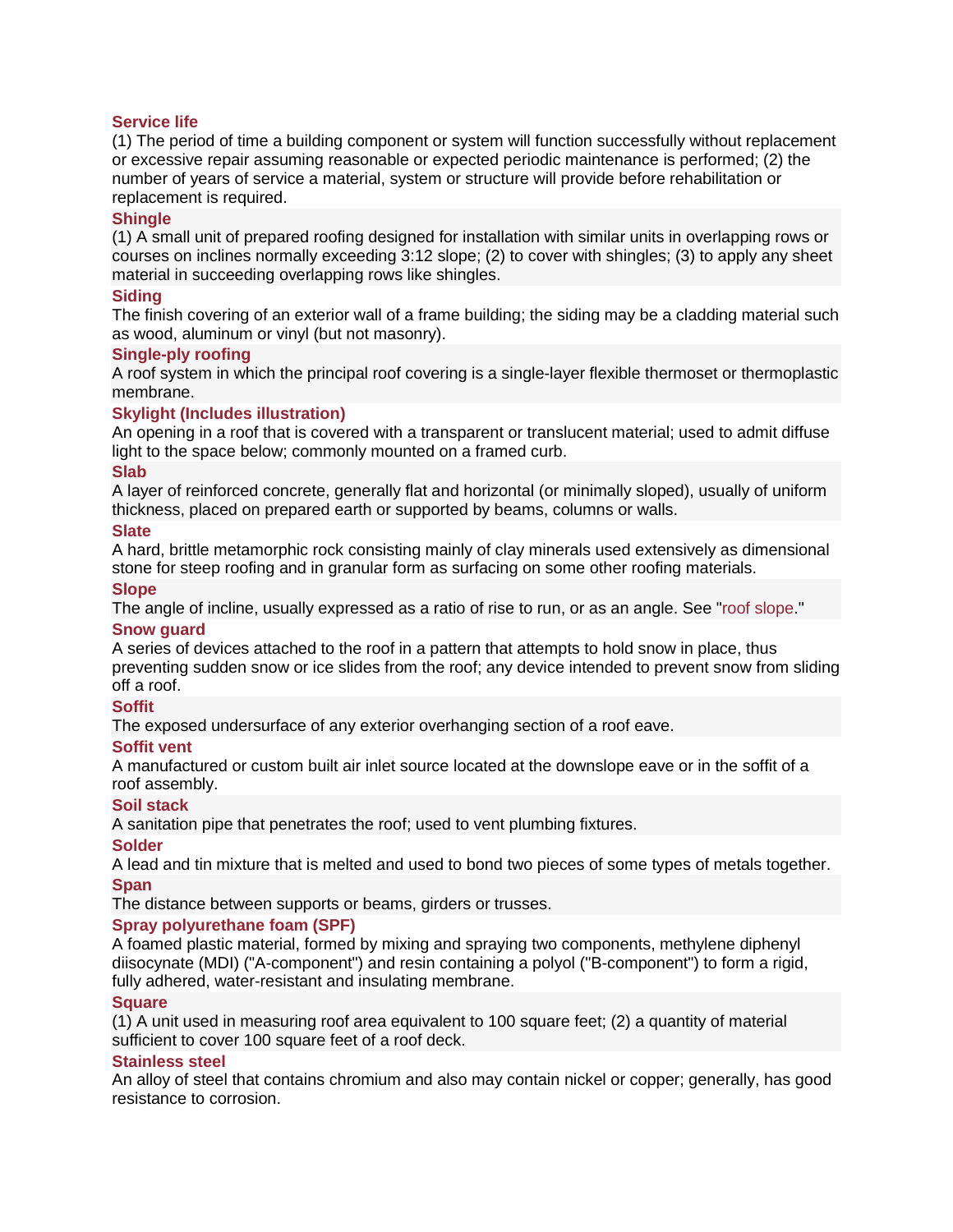### Service life

(1) The period of time a building component or system will function successfully without replacement or excessive repair assuming reasonable or expected periodic maintenance is performed; (2) the number of years of service a material, system or structure will provide before rehabilitation or replacement is required.

### Shingle

(1) A small unit of prepared roofing designed for installation with similar units in overlapping rows or courses on inclines normally exceeding 3:12 slope; (2) to cover with shingles; (3) to apply any sheet material in succeeding overlapping rows like shingles.

### Siding

The finish covering of an exterior wall of a frame building; the siding may be a cladding material such as wood, aluminum or vinyl (but not masonry).

### Single-ply roofing

A roof system in which the principal roof covering is a single-layer flexible thermoset or thermoplastic membrane.

### Skylight (Includes illustration)

An opening in a roof that is covered with a transparent or translucent material; used to admit diffuse light to the space below; commonly mounted on a framed curb.

### Slab

A layer of reinforced concrete, generally flat and horizontal (or minimally sloped), usually of uniform thickness, placed on prepared earth or supported by beams, columns or walls.

### Slate

A hard, brittle metamorphic rock consisting mainly of clay minerals used extensively as dimensional stone for steep roofing and in granular form as surfacing on some other roofing materials.

### Slope

The angle of incline, usually expressed as a ratio of rise to run, or as an angle. See "roof slope."

### Snow guard

A series of devices attached to the roof in a pattern that attempts to hold snow in place, thus preventing sudden snow or ice slides from the roof; any device intended to prevent snow from sliding off a roof.

### Soffit

The exposed undersurface of any exterior overhanging section of a roof eave.

### Soffit vent

A manufactured or custom built air inlet source located at the downslope eave or in the soffit of a roof assembly.

### Soil stack

A sanitation pipe that penetrates the roof; used to vent plumbing fixtures.

### Solder

A lead and tin mixture that is melted and used to bond two pieces of some types of metals together.

### Span

The distance between supports or beams, girders or trusses.

### Spray polyurethane foam (SPF)

A foamed plastic material, formed by mixing and spraying two components, methylene diphenyl diisocyanate (MDI) ("A-component") and resin containing a polyol ("B-component") to form a rigid, fully adhered, water-resistant and insulating membrane.

### Square

(1) A unit used in measuring roof area equivalent to 100 square feet; (2) a quantity of material sufficient to cover 100 square feet of a roof deck.

### Stainless steel

An alloy of steel that contains chromium and also may contain nickel or copper; generally, has good resistance to corrosion.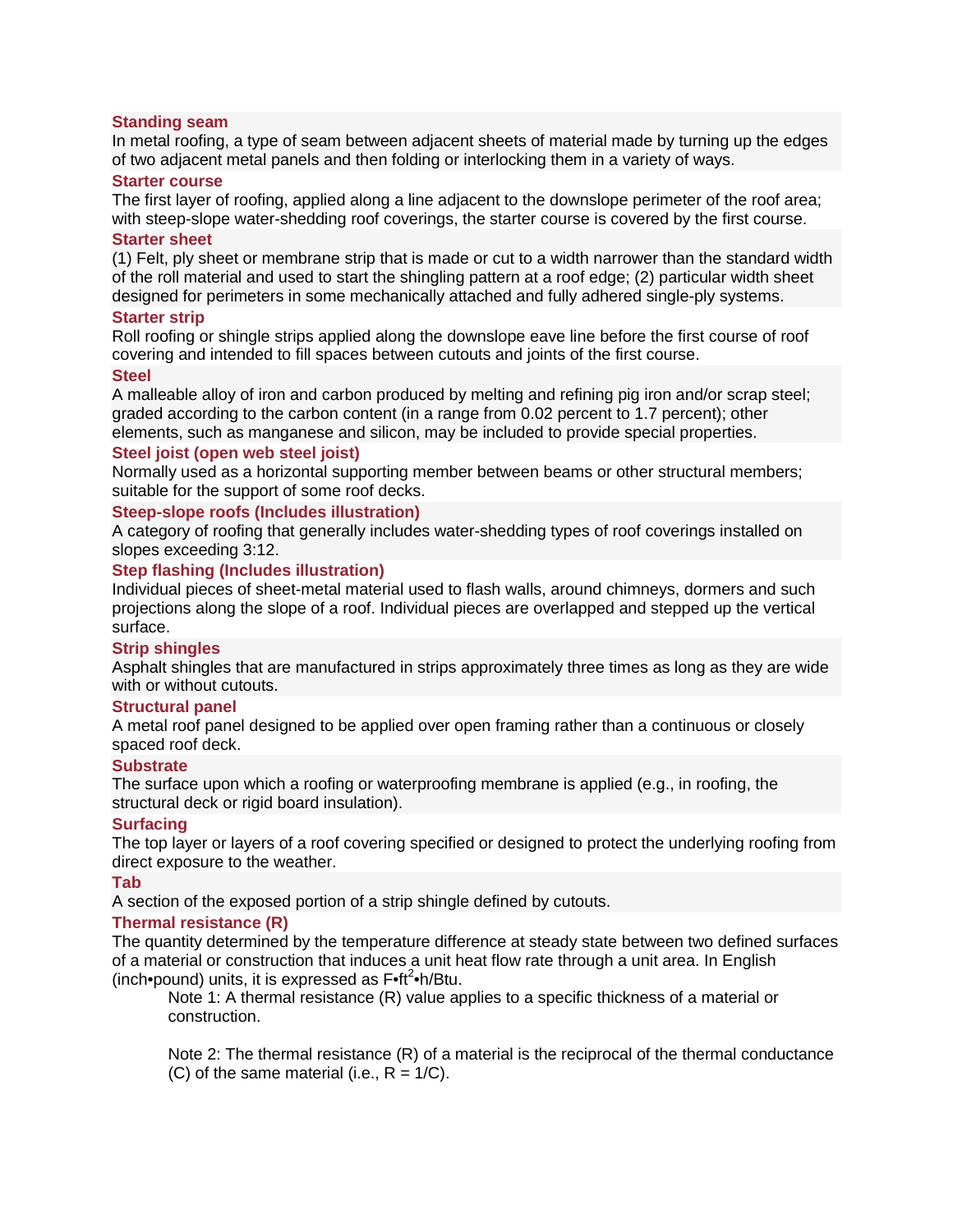**Standing seam**

In metal roofing, a type of seam between adjacent sheets of material made by turning up the edges of two adjacent metal panels and then folding or interlocking them in a variety of ways.

**Starter course**

The first layer of roofing, applied along a line adjacent to the downslope perimeter of the roof area; with steep-slope water-shedding roof coverings, the starter course is covered by the first course.

**Starter sheet**

(1) Felt, ply sheet or membrane strip that is made or cut to a width narrower than the standard width of the roll material and used to start the shingling pattern at a roof edge; (2) particular width sheet designed for perimeters in some mechanically attached and fully adhered single-ply systems.

**Starter strip**

Roll roofing or shingle strips applied along the downslope eave line before the first course of roof covering and intended to fill spaces between cutouts and joints of the first course.

**Steel**

A malleable alloy of iron and carbon produced by melting and refining pig iron and/or scrap steel; graded according to the carbon content (in a range from 0.02 percent to 1.7 percent); other elements, such as manganese and silicon, may be included to provide special properties.

**Steel joist (open web steel joist)**

Normally used as a horizontal supporting member between beams or other structural members; suitable for the support of some roof decks.

**Steep-slope roofs (Includes illustration)**

A category of roofing that generally includes water-shedding types of roof coverings installed on slopes exceeding 3:12.

**Step flashing (Includes illustration)**

Individual pieces of sheet-metal material used to flash walls, around chimneys, dormers and such projections along the slope of a roof. Individual pieces are overlapped and stepped up the vertical surface.

**Strip shingles**

Asphalt shingles that are manufactured in strips approximately three times as long as they are wide with or without cutouts.

**Structural panel**

A metal roof panel designed to be applied over open framing rather than a continuous or closely spaced roof deck.

**Substrate**

The surface upon which a roofing or waterproofing membrane is applied (e.g., in roofing, the structural deck or rigid board insulation).

**Surfacing**

The top layer or layers of a roof covering specified or designed to protect the underlying roofing from direct exposure to the weather.

**Tab**

A section of the exposed portion of a strip shingle defined by cutouts.

**Thermal resistance (R)**

The quantity determined by the temperature difference at steady state between two defined surfaces of a material or construction that induces a unit heat flow rate through a unit area. In English (inch•pound) units, it is expressed as $F \cdot ft^2 \cdot h/Btu$.

> Note 1: A thermal resistance (R) value applies to a specific thickness of a material or construction.
>
> Note 2: The thermal resistance (R) of a material is the reciprocal of the thermal conductance (C) of the same material (i.e., $R = 1/C$).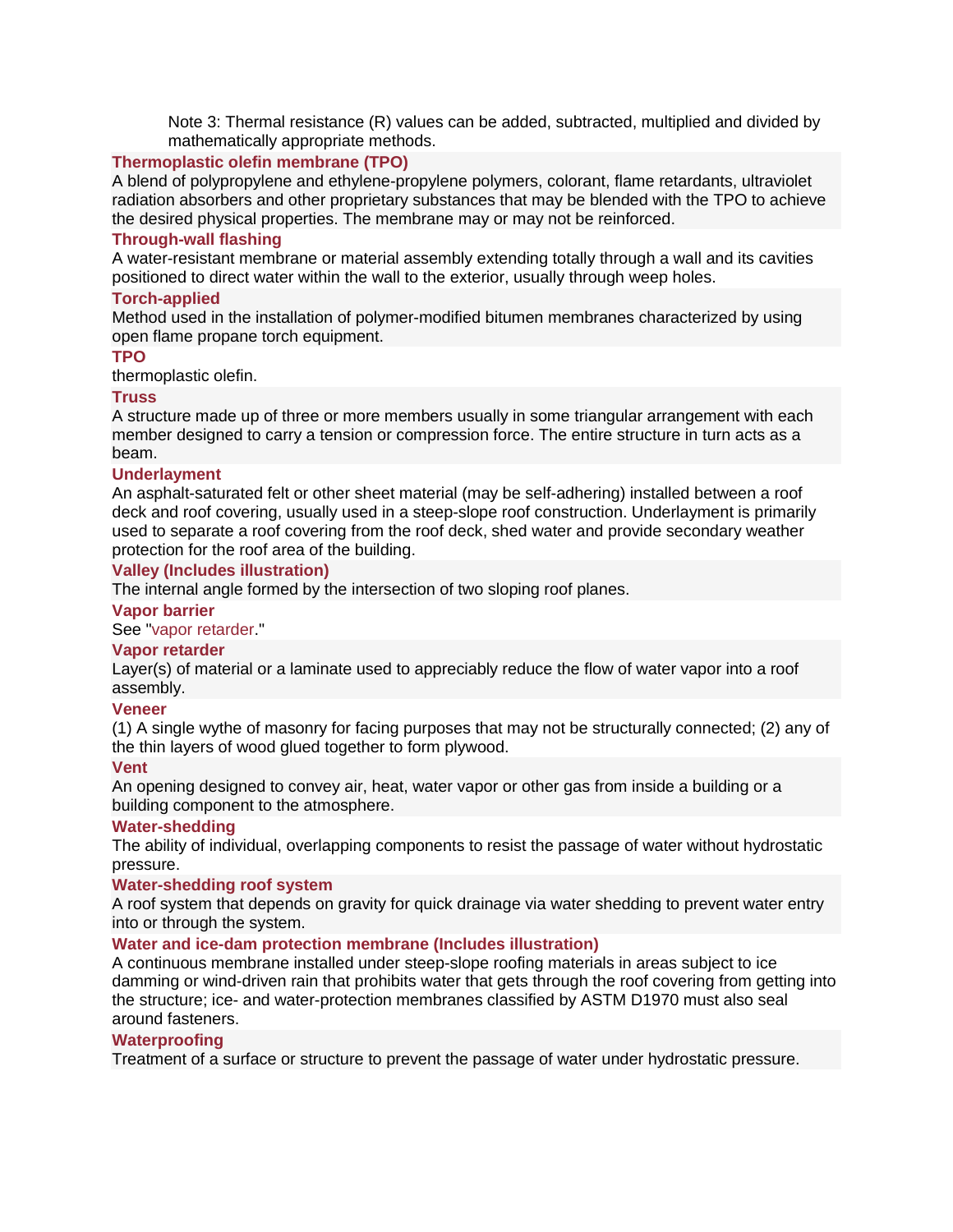Note 3: Thermal resistance (R) values can be added, subtracted, multiplied and divided by mathematically appropriate methods.

**Thermoplastic olefin membrane (TPO)**
A blend of polypropylene and ethylene-propylene polymers, colorant, flame retardants, ultraviolet radiation absorbers and other proprietary substances that may be blended with the TPO to achieve the desired physical properties. The membrane may or may not be reinforced.

**Through-wall flashing**
A water-resistant membrane or material assembly extending totally through a wall and its cavities positioned to direct water within the wall to the exterior, usually through weep holes.

**Torch-applied**
Method used in the installation of polymer-modified bitumen membranes characterized by using open flame propane torch equipment.

**TPO**
thermoplastic olefin.

**Truss**
A structure made up of three or more members usually in some triangular arrangement with each member designed to carry a tension or compression force. The entire structure in turn acts as a beam.

**Underlayment**
An asphalt-saturated felt or other sheet material (may be self-adhering) installed between a roof deck and roof covering, usually used in a steep-slope roof construction. Underlayment is primarily used to separate a roof covering from the roof deck, shed water and provide secondary weather protection for the roof area of the building.

**Valley (Includes illustration)**
The internal angle formed by the intersection of two sloping roof planes.

**Vapor barrier**
See "vapor retarder."

**Vapor retarder**
Layer(s) of material or a laminate used to appreciably reduce the flow of water vapor into a roof assembly.

**Veneer**
(1) A single wythe of masonry for facing purposes that may not be structurally connected; (2) any of the thin layers of wood glued together to form plywood.

**Vent**
An opening designed to convey air, heat, water vapor or other gas from inside a building or a building component to the atmosphere.

**Water-shedding**
The ability of individual, overlapping components to resist the passage of water without hydrostatic pressure.

**Water-shedding roof system**
A roof system that depends on gravity for quick drainage via water shedding to prevent water entry into or through the system.

**Water and ice-dam protection membrane (Includes illustration)**
A continuous membrane installed under steep-slope roofing materials in areas subject to ice damming or wind-driven rain that prohibits water that gets through the roof covering from getting into the structure; ice- and water-protection membranes classified by ASTM D1970 must also seal around fasteners.

**Waterproofing**
Treatment of a surface or structure to prevent the passage of water under hydrostatic pressure.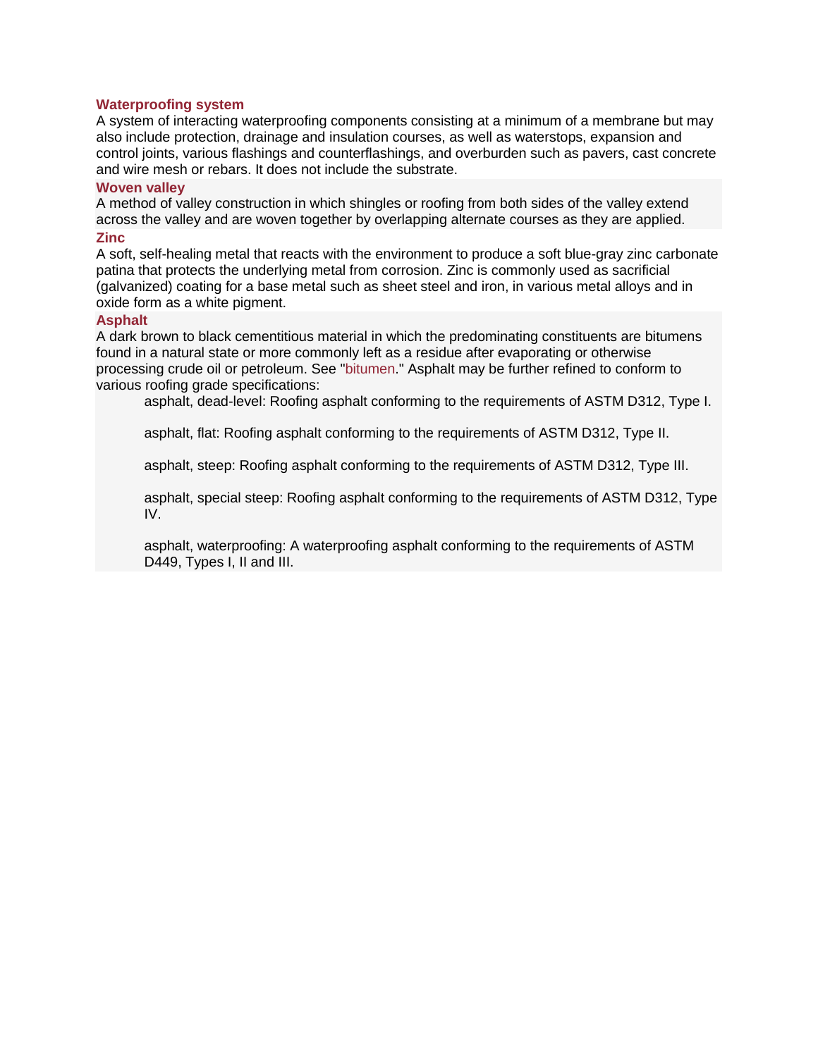### Waterproofing system

A system of interacting waterproofing components consisting at a minimum of a membrane but may also include protection, drainage and insulation courses, as well as waterstops, expansion and control joints, various flashings and counterflashings, and overburden such as pavers, cast concrete and wire mesh or rebars. It does not include the substrate.

### Woven valley

A method of valley construction in which shingles or roofing from both sides of the valley extend across the valley and are woven together by overlapping alternate courses as they are applied.

### Zinc

A soft, self-healing metal that reacts with the environment to produce a soft blue-gray zinc carbonate patina that protects the underlying metal from corrosion. Zinc is commonly used as sacrificial (galvanized) coating for a base metal such as sheet steel and iron, in various metal alloys and in oxide form as a white pigment.

### Asphalt

A dark brown to black cementitious material in which the predominating constituents are bitumens found in a natural state or more commonly left as a residue after evaporating or otherwise processing crude oil or petroleum. See "bitumen." Asphalt may be further refined to conform to various roofing grade specifications:

> asphalt, dead-level: Roofing asphalt conforming to the requirements of ASTM D312, Type I.
>
> asphalt, flat: Roofing asphalt conforming to the requirements of ASTM D312, Type II.
>
> asphalt, steep: Roofing asphalt conforming to the requirements of ASTM D312, Type III.
>
> asphalt, special steep: Roofing asphalt conforming to the requirements of ASTM D312, Type IV.
>
> asphalt, waterproofing: A waterproofing asphalt conforming to the requirements of ASTM D449, Types I, II and III.